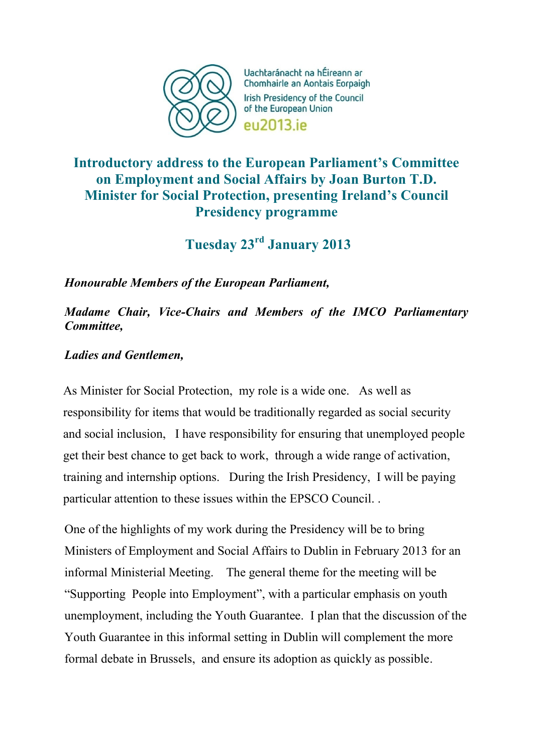Uachtaránacht na hÉireann ar Chomhairle an Aontais Eorpaigh

Irish Presidency of the Council of the European Union

eu2013.ie

# Introductory address to the European Parliament's Committee on Employment and Social Affairs by Joan Burton T.D. Minister for Social Protection, presenting Ireland's Council Presidency programme

## Tuesday 23rd January 2013

***Honourable Members of the European Parliament,***

***Madame Chair, Vice-Chairs and Members of the IMCO Parliamentary Committee,***

***Ladies and Gentlemen,***

As Minister for Social Protection, my role is a wide one. As well as responsibility for items that would be traditionally regarded as social security and social inclusion, I have responsibility for ensuring that unemployed people get their best chance to get back to work, through a wide range of activation, training and internship options. During the Irish Presidency, I will be paying particular attention to these issues within the EPSCO Council. .

One of the highlights of my work during the Presidency will be to bring Ministers of Employment and Social Affairs to Dublin in February 2013 for an informal Ministerial Meeting. The general theme for the meeting will be "Supporting People into Employment", with a particular emphasis on youth unemployment, including the Youth Guarantee. I plan that the discussion of the Youth Guarantee in this informal setting in Dublin will complement the more formal debate in Brussels, and ensure its adoption as quickly as possible.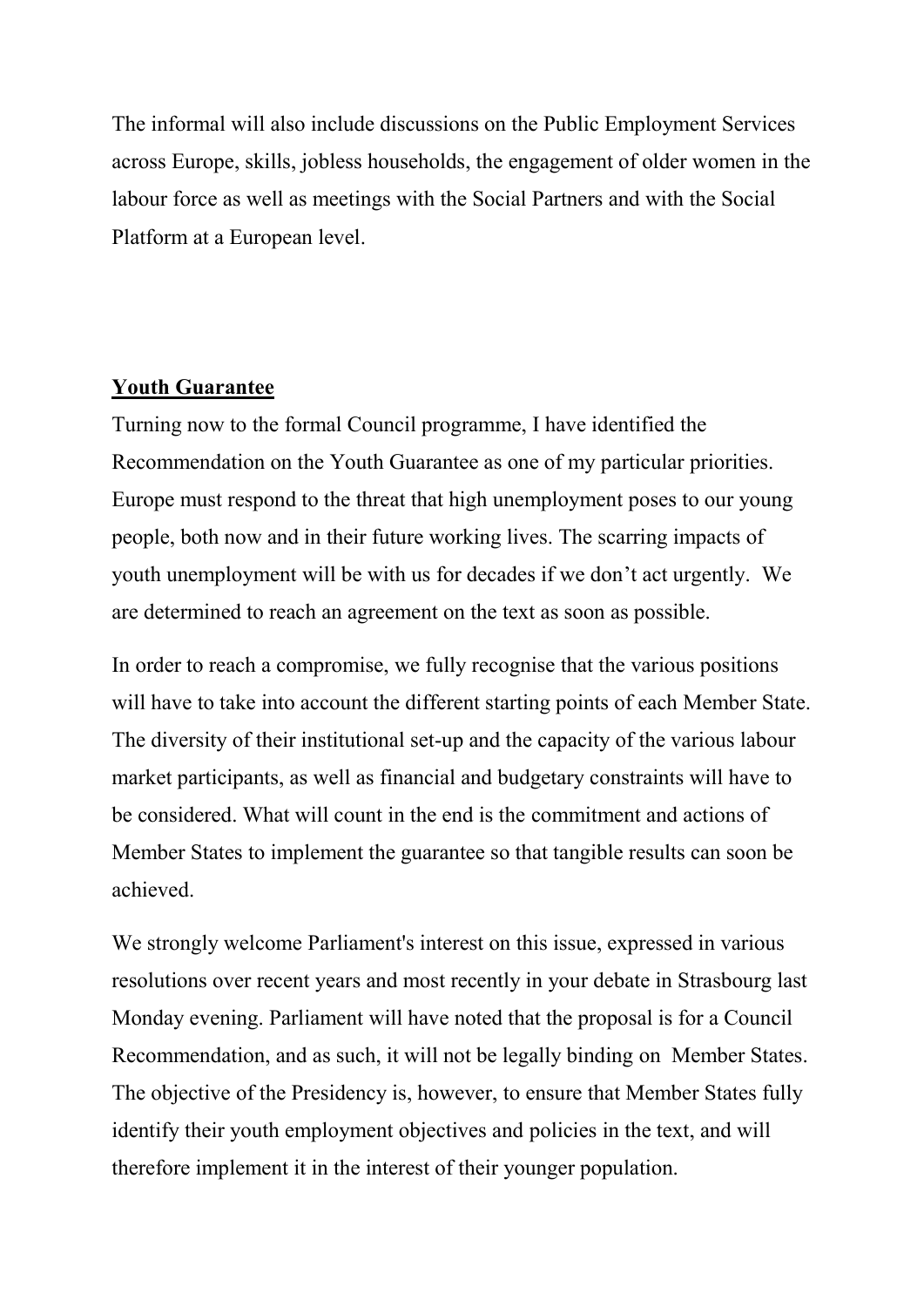The informal will also include discussions on the Public Employment Services across Europe, skills, jobless households, the engagement of older women in the labour force as well as meetings with the Social Partners and with the Social Platform at a European level.

**Youth Guarantee**

Turning now to the formal Council programme, I have identified the Recommendation on the Youth Guarantee as one of my particular priorities. Europe must respond to the threat that high unemployment poses to our young people, both now and in their future working lives. The scarring impacts of youth unemployment will be with us for decades if we don't act urgently. We are determined to reach an agreement on the text as soon as possible.

In order to reach a compromise, we fully recognise that the various positions will have to take into account the different starting points of each Member State. The diversity of their institutional set-up and the capacity of the various labour market participants, as well as financial and budgetary constraints will have to be considered. What will count in the end is the commitment and actions of Member States to implement the guarantee so that tangible results can soon be achieved.

We strongly welcome Parliament's interest on this issue, expressed in various resolutions over recent years and most recently in your debate in Strasbourg last Monday evening. Parliament will have noted that the proposal is for a Council Recommendation, and as such, it will not be legally binding on Member States. The objective of the Presidency is, however, to ensure that Member States fully identify their youth employment objectives and policies in the text, and will therefore implement it in the interest of their younger population.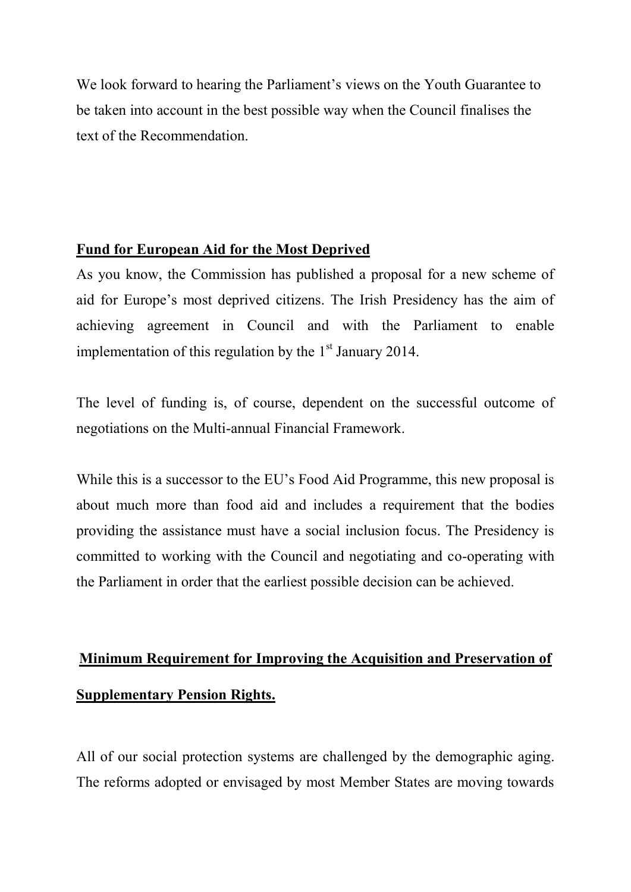We look forward to hearing the Parliament's views on the Youth Guarantee to be taken into account in the best possible way when the Council finalises the text of the Recommendation.

**Fund for European Aid for the Most Deprived**

As you know, the Commission has published a proposal for a new scheme of aid for Europe's most deprived citizens. The Irish Presidency has the aim of achieving agreement in Council and with the Parliament to enable implementation of this regulation by the 1st January 2014.

The level of funding is, of course, dependent on the successful outcome of negotiations on the Multi-annual Financial Framework.

While this is a successor to the EU's Food Aid Programme, this new proposal is about much more than food aid and includes a requirement that the bodies providing the assistance must have a social inclusion focus. The Presidency is committed to working with the Council and negotiating and co-operating with the Parliament in order that the earliest possible decision can be achieved.

**Minimum Requirement for Improving the Acquisition and Preservation of Supplementary Pension Rights.**

All of our social protection systems are challenged by the demographic aging. The reforms adopted or envisaged by most Member States are moving towards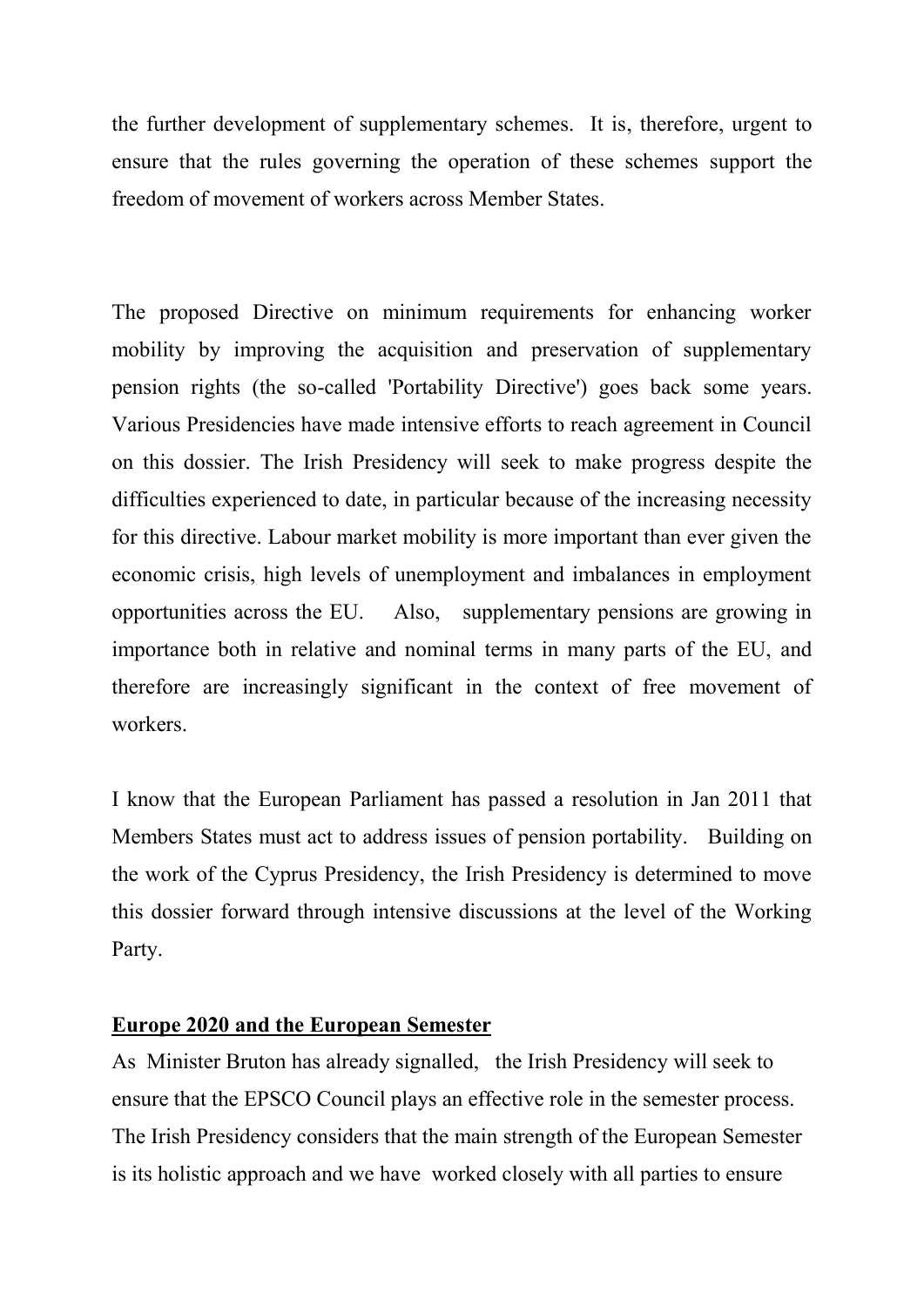the further development of supplementary schemes. It is, therefore, urgent to ensure that the rules governing the operation of these schemes support the freedom of movement of workers across Member States.

The proposed Directive on minimum requirements for enhancing worker mobility by improving the acquisition and preservation of supplementary pension rights (the so-called 'Portability Directive') goes back some years. Various Presidencies have made intensive efforts to reach agreement in Council on this dossier. The Irish Presidency will seek to make progress despite the difficulties experienced to date, in particular because of the increasing necessity for this directive. Labour market mobility is more important than ever given the economic crisis, high levels of unemployment and imbalances in employment opportunities across the EU. Also, supplementary pensions are growing in importance both in relative and nominal terms in many parts of the EU, and therefore are increasingly significant in the context of free movement of workers.

I know that the European Parliament has passed a resolution in Jan 2011 that Members States must act to address issues of pension portability. Building on the work of the Cyprus Presidency, the Irish Presidency is determined to move this dossier forward through intensive discussions at the level of the Working Party.

**Europe 2020 and the European Semester**

As Minister Bruton has already signalled, the Irish Presidency will seek to ensure that the EPSCO Council plays an effective role in the semester process. The Irish Presidency considers that the main strength of the European Semester is its holistic approach and we have worked closely with all parties to ensure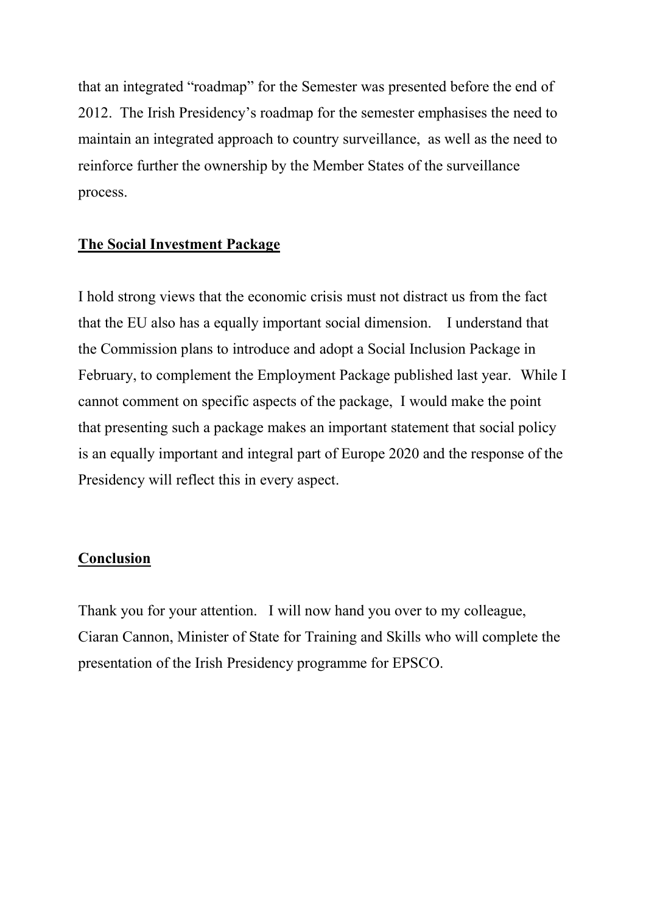that an integrated "roadmap" for the Semester was presented before the end of 2012. The Irish Presidency's roadmap for the semester emphasises the need to maintain an integrated approach to country surveillance, as well as the need to reinforce further the ownership by the Member States of the surveillance process.

**The Social Investment Package**

I hold strong views that the economic crisis must not distract us from the fact that the EU also has a equally important social dimension. I understand that the Commission plans to introduce and adopt a Social Inclusion Package in February, to complement the Employment Package published last year. While I cannot comment on specific aspects of the package, I would make the point that presenting such a package makes an important statement that social policy is an equally important and integral part of Europe 2020 and the response of the Presidency will reflect this in every aspect.

**Conclusion**

Thank you for your attention. I will now hand you over to my colleague, Ciaran Cannon, Minister of State for Training and Skills who will complete the presentation of the Irish Presidency programme for EPSCO.